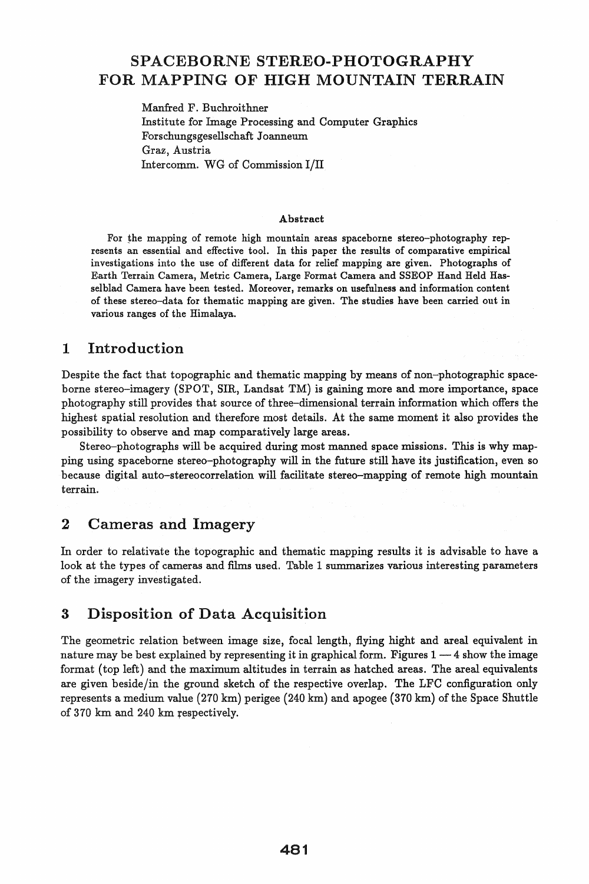# SPACEBORNE STEREO-PHOTOGRAPHY FOR MAPPING OF HIGH MOUNTAIN TERRAIN

Manfred F. Buchroithner
Institute for Image Processing and Computer Graphics
Forschungsgesellschaft Joanneum
Graz, Austria
Intercomm. WG of Commission I/II

**Abstract**

For the mapping of remote high mountain areas spaceborne stereo-photography represents an essential and effective tool. In this paper the results of comparative empirical investigations into the use of different data for relief mapping are given. Photographs of Earth Terrain Camera, Metric Camera, Large Format Camera and SSEOP Hand Held Hasselblad Camera have been tested. Moreover, remarks on usefulness and information content of these stereo-data for thematic mapping are given. The studies have been carried out in various ranges of the Himalaya.

## 1 Introduction

Despite the fact that topographic and thematic mapping by means of non-photographic spaceborne stereo-imagery (SPOT, SIR, Landsat TM) is gaining more and more importance, space photography still provides that source of three-dimensional terrain information which offers the highest spatial resolution and therefore most details. At the same moment it also provides the possibility to observe and map comparatively large areas.

Stereo-photographs will be acquired during most manned space missions. This is why mapping using spaceborne stereo-photography will in the future still have its justification, even so because digital auto-stereocorrelation will facilitate stereo-mapping of remote high mountain terrain.

## 2 Cameras and Imagery

In order to relativate the topographic and thematic mapping results it is advisable to have a look at the types of cameras and films used. Table 1 summarizes various interesting parameters of the imagery investigated.

## 3 Disposition of Data Acquisition

The geometric relation between image size, focal length, flying hight and areal equivalent in nature may be best explained by representing it in graphical form. Figures 1 — 4 show the image format (top left) and the maximum altitudes in terrain as hatched areas. The areal equivalents are given beside/in the ground sketch of the respective overlap. The LFC configuration only represents a medium value (270 km) perigee (240 km) and apogee (370 km) of the Space Shuttle of 370 km and 240 km respectively.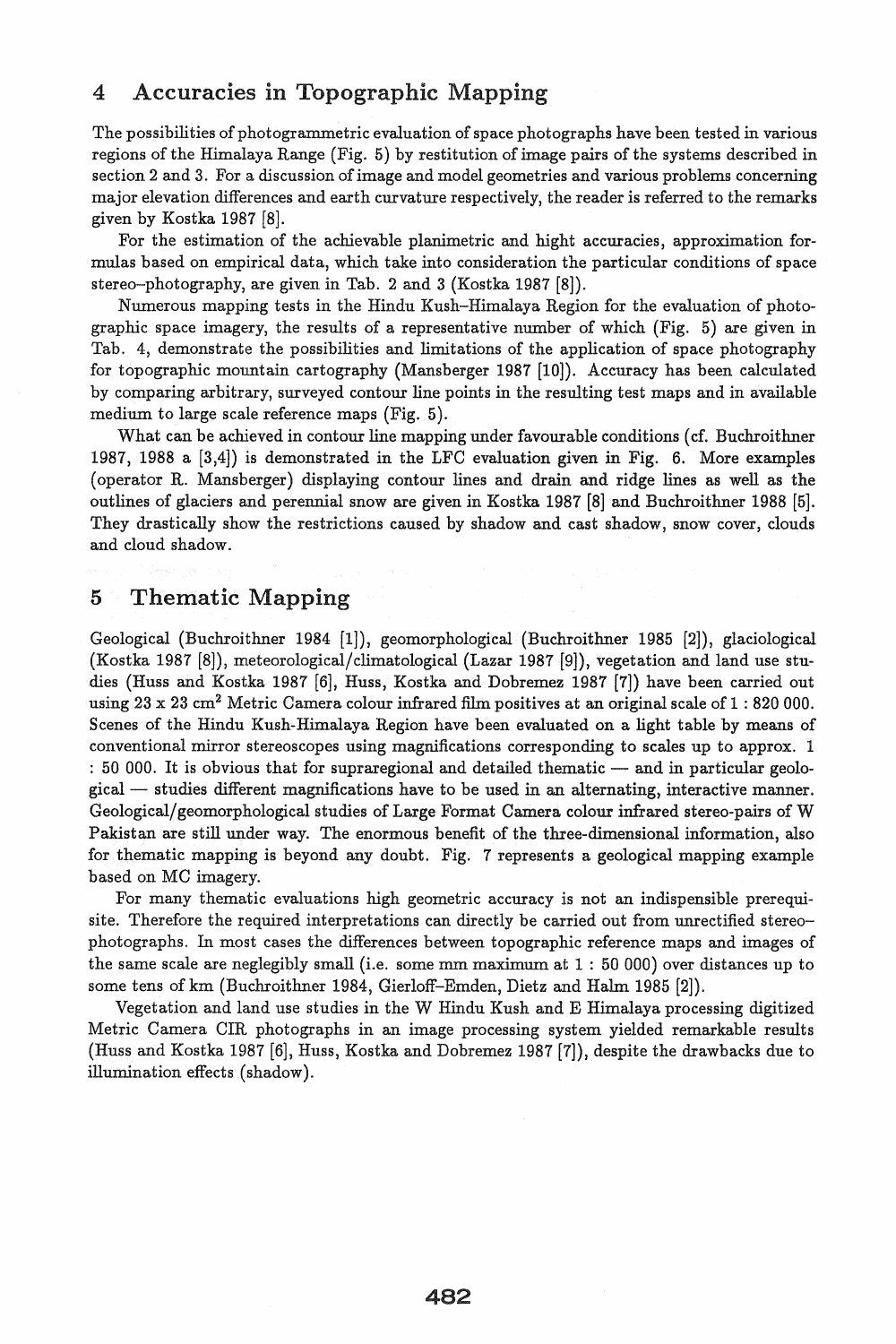## 4 Accuracies in Topographic Mapping

The possibilities of photogrammetric evaluation of space photographs have been tested in various regions of the Himalaya Range (Fig. 5) by restitution of image pairs of the systems described in section 2 and 3. For a discussion of image and model geometries and various problems concerning major elevation differences and earth curvature respectively, the reader is referred to the remarks given by Kostka 1987 [8].

For the estimation of the achievable planimetric and hight accuracies, approximation formulas based on empirical data, which take into consideration the particular conditions of space stereo–photography, are given in Tab. 2 and 3 (Kostka 1987 [8]).

Numerous mapping tests in the Hindu Kush–Himalaya Region for the evaluation of photographic space imagery, the results of a representative number of which (Fig. 5) are given in Tab. 4, demonstrate the possibilities and limitations of the application of space photography for topographic mountain cartography (Mansberger 1987 [10]). Accuracy has been calculated by comparing arbitrary, surveyed contour line points in the resulting test maps and in available medium to large scale reference maps (Fig. 5).

What can be achieved in contour line mapping under favourable conditions (cf. Buchroithner 1987, 1988 a [3,4]) is demonstrated in the LFC evaluation given in Fig. 6. More examples (operator R. Mansberger) displaying contour lines and drain and ridge lines as well as the outlines of glaciers and perennial snow are given in Kostka 1987 [8] and Buchroithner 1988 [5]. They drastically show the restrictions caused by shadow and cast shadow, snow cover, clouds and cloud shadow.

## 5 Thematic Mapping

Geological (Buchroithner 1984 [1]), geomorphological (Buchroithner 1985 [2]), glaciological (Kostka 1987 [8]), meteorological/climatological (Lazar 1987 [9]), vegetation and land use studies (Huss and Kostka 1987 [6], Huss, Kostka and Dobremez 1987 [7]) have been carried out using 23 x 23 $cm^2$ Metric Camera colour infrared film positives at an original scale of 1 : 820 000. Scenes of the Hindu Kush-Himalaya Region have been evaluated on a light table by means of conventional mirror stereoscopes using magnifications corresponding to scales up to approx. 1 : 50 000. It is obvious that for supraregional and detailed thematic — and in particular geological — studies different magnifications have to be used in an alternating, interactive manner. Geological/geomorphological studies of Large Format Camera colour infrared stereo-pairs of W Pakistan are still under way. The enormous benefit of the three-dimensional information, also for thematic mapping is beyond any doubt. Fig. 7 represents a geological mapping example based on MC imagery.

For many thematic evaluations high geometric accuracy is not an indispensible prerequisite. Therefore the required interpretations can directly be carried out from unrectified stereo-photographs. In most cases the differences between topographic reference maps and images of the same scale are neglegibly small (i.e. some mm maximum at 1 : 50 000) over distances up to some tens of km (Buchroithner 1984, Gierloff-Emden, Dietz and Halm 1985 [2]).

Vegetation and land use studies in the W Hindu Kush and E Himalaya processing digitized Metric Camera CIR photographs in an image processing system yielded remarkable results (Huss and Kostka 1987 [6], Huss, Kostka and Dobremez 1987 [7]), despite the drawbacks due to illumination effects (shadow).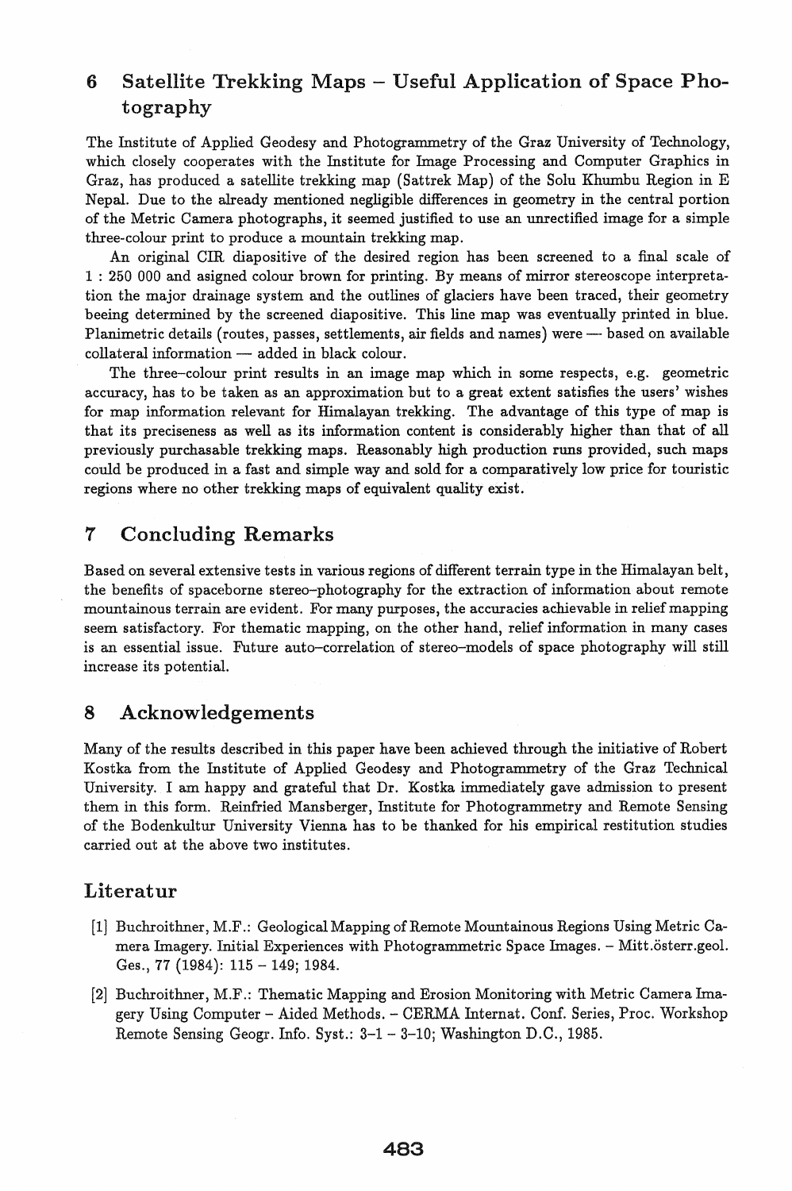## 6 Satellite Trekking Maps – Useful Application of Space Photography

The Institute of Applied Geodesy and Photogrammetry of the Graz University of Technology, which closely cooperates with the Institute for Image Processing and Computer Graphics in Graz, has produced a satellite trekking map (Sattrek Map) of the Solu Khumbu Region in E Nepal. Due to the already mentioned negligible differences in geometry in the central portion of the Metric Camera photographs, it seemed justified to use an unrectified image for a simple three-colour print to produce a mountain trekking map.

An original CIR diapositive of the desired region has been screened to a final scale of 1 : 250 000 and asigned colour brown for printing. By means of mirror stereoscope interpretation the major drainage system and the outlines of glaciers have been traced, their geometry beeing determined by the screened diapositive. This line map was eventually printed in blue. Planimetric details (routes, passes, settlements, air fields and names) were — based on available collateral information — added in black colour.

The three-colour print results in an image map which in some respects, e.g. geometric accuracy, has to be taken as an approximation but to a great extent satisfies the users' wishes for map information relevant for Himalayan trekking. The advantage of this type of map is that its preciseness as well as its information content is considerably higher than that of all previously purchasable trekking maps. Reasonably high production runs provided, such maps could be produced in a fast and simple way and sold for a comparatively low price for touristic regions where no other trekking maps of equivalent quality exist.

## 7 Concluding Remarks

Based on several extensive tests in various regions of different terrain type in the Himalayan belt, the benefits of spaceborne stereo–photography for the extraction of information about remote mountainous terrain are evident. For many purposes, the accuracies achievable in relief mapping seem satisfactory. For thematic mapping, on the other hand, relief information in many cases is an essential issue. Future auto–correlation of stereo–models of space photography will still increase its potential.

## 8 Acknowledgements

Many of the results described in this paper have been achieved through the initiative of Robert Kostka from the Institute of Applied Geodesy and Photogrammetry of the Graz Technical University. I am happy and grateful that Dr. Kostka immediately gave admission to present them in this form. Reinfried Mansberger, Institute for Photogrammetry and Remote Sensing of the Bodenkultur University Vienna has to be thanked for his empirical restitution studies carried out at the above two institutes.

## Literatur

[1] Buchroithner, M.F.: Geological Mapping of Remote Mountainous Regions Using Metric Camera Imagery. Initial Experiences with Photogrammetric Space Images. – Mitt.österr.geol. Ges., 77 (1984): 115 – 149; 1984.

[2] Buchroithner, M.F.: Thematic Mapping and Erosion Monitoring with Metric Camera Imagery Using Computer – Aided Methods. – CERMA Internat. Conf. Series, Proc. Workshop Remote Sensing Geogr. Info. Syst.: 3–1 – 3–10; Washington D.C., 1985.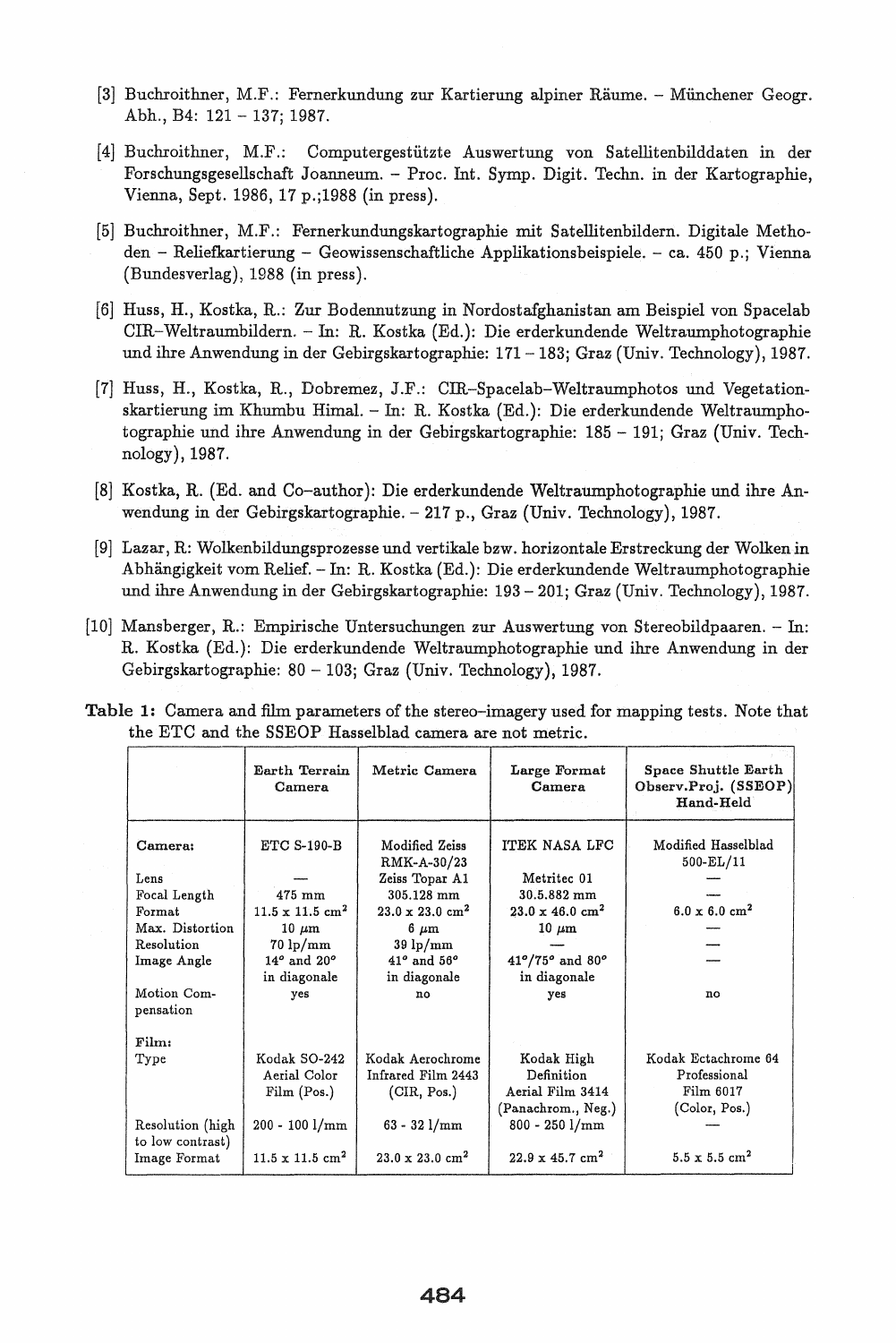[3] Buchroithner, M.F.: Fernerkundung zur Kartierung alpiner Räume. – Münchener Geogr. Abh., B4: 121 – 137; 1987.

[4] Buchroithner, M.F.: Computergestützte Auswertung von Satellitenbilddaten in der Forschungsgesellschaft Joanneum. – Proc. Int. Symp. Digit. Techn. in der Kartographie, Vienna, Sept. 1986, 17 p.;1988 (in press).

[5] Buchroithner, M.F.: Fernerkundungskartographie mit Satellitenbildern. Digitale Methoden – Reliefkartierung – Geowissenschaftliche Applikationsbeispiele. – ca. 450 p.; Vienna (Bundesverlag), 1988 (in press).

[6] Huss, H., Kostka, R.: Zur Bodennutzung in Nordostafghanistan am Beispiel von Spacelab CIR–Weltraumbildern. – In: R. Kostka (Ed.): Die erderkundende Weltraumphotographie und ihre Anwendung in der Gebirgskartographie: 171 – 183; Graz (Univ. Technology), 1987.

[7] Huss, H., Kostka, R., Dobremez, J.F.: CIR–Spacelab–Weltraumphotos und Vegetationskartierung im Khumbu Himal. – In: R. Kostka (Ed.): Die erderkundende Weltraumphotographie und ihre Anwendung in der Gebirgskartographie: 185 – 191; Graz (Univ. Technology), 1987.

[8] Kostka, R. (Ed. and Co–author): Die erderkundende Weltraumphotographie und ihre Anwendung in der Gebirgskartographie. – 217 p., Graz (Univ. Technology), 1987.

[9] Lazar, R: Wolkenbildungsprozesse und vertikale bzw. horizontale Erstreckung der Wolken in Abhängigkeit vom Relief. – In: R. Kostka (Ed.): Die erderkundende Weltraumphotographie und ihre Anwendung in der Gebirgskartographie: 193 – 201; Graz (Univ. Technology), 1987.

[10] Mansberger, R.: Empirische Untersuchungen zur Auswertung von Stereobildpaaren. – In: R. Kostka (Ed.): Die erderkundende Weltraumphotographie und ihre Anwendung in der Gebirgskartographie: 80 – 103; Graz (Univ. Technology), 1987.

**Table 1:** Camera and film parameters of the stereo–imagery used for mapping tests. Note that the ETC and the SSEOP Hasselblad camera are not metric.

| | Earth Terrain Camera | Metric Camera | Large Format Camera | Space Shuttle Earth Observ.Proj. (SSEOP) Hand-Held |
|---|---|---|---|---|
| **Camera:** | ETC S-190-B | Modified Zeiss RMK-A-30/23 | ITEK NASA LFC | Modified Hasselblad 500-EL/11 |
| Lens | — | Zeiss Topar A1 | Metritec 01 | — |
| Focal Length | 475 mm | 305.128 mm | 30.5.882 mm | — |
| Format | 11.5 x 11.5 cm² | 23.0 x 23.0 cm² | 23.0 x 46.0 cm² | 6.0 x 6.0 cm² |
| Max. Distortion | 10 μm | 6 μm | 10 μm | — |
| Resolution | 70 lp/mm | 39 lp/mm | — | — |
| Image Angle | 14° and 20° in diagonale | 41° and 56° in diagonale | 41°/75° and 80° in diagonale | — |
| Motion Compensation | yes | no | yes | no |
| **Film:** | | | | |
| Type | Kodak SO-242 Aerial Color Film (Pos.) | Kodak Aerochrome Infrared Film 2443 (CIR, Pos.) | Kodak High Definition Aerial Film 3414 (Panachrom., Neg.) | Kodak Ectachrome 64 Professional Film 6017 (Color, Pos.) |
| Resolution (high to low contrast) | 200 - 100 l/mm | 63 - 32 l/mm | 800 - 250 l/mm | — |
| Image Format | 11.5 x 11.5 cm² | 23.0 x 23.0 cm² | 22.9 x 45.7 cm² | 5.5 x 5.5 cm² |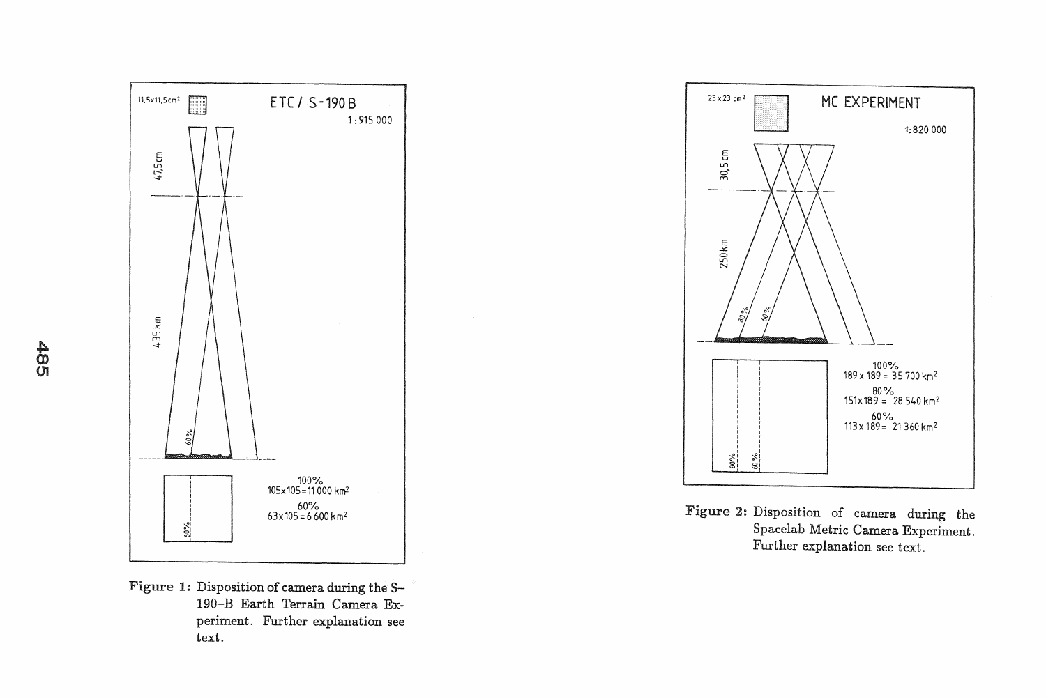ETC / S-190 B

1 : 915 000

11,5x11,5 cm²

47,5 cm

435 km

60%

100%
105x105=11 000 km²

60%
63x105 = 6 600 km²

**Figure 1:** Disposition of camera during the S–190–B Earth Terrain Camera Experiment. Further explanation see text.

MC EXPERIMENT

1:820 000

23 x 23 cm²

30,5 cm

250 km

80% 60%

100%
189 x 189 = 35 700 km²

80%
151x189 = 28 540 km²

60%
113x189 = 21 360 km²

**Figure 2:** Disposition of camera during the Spacelab Metric Camera Experiment. Further explanation see text.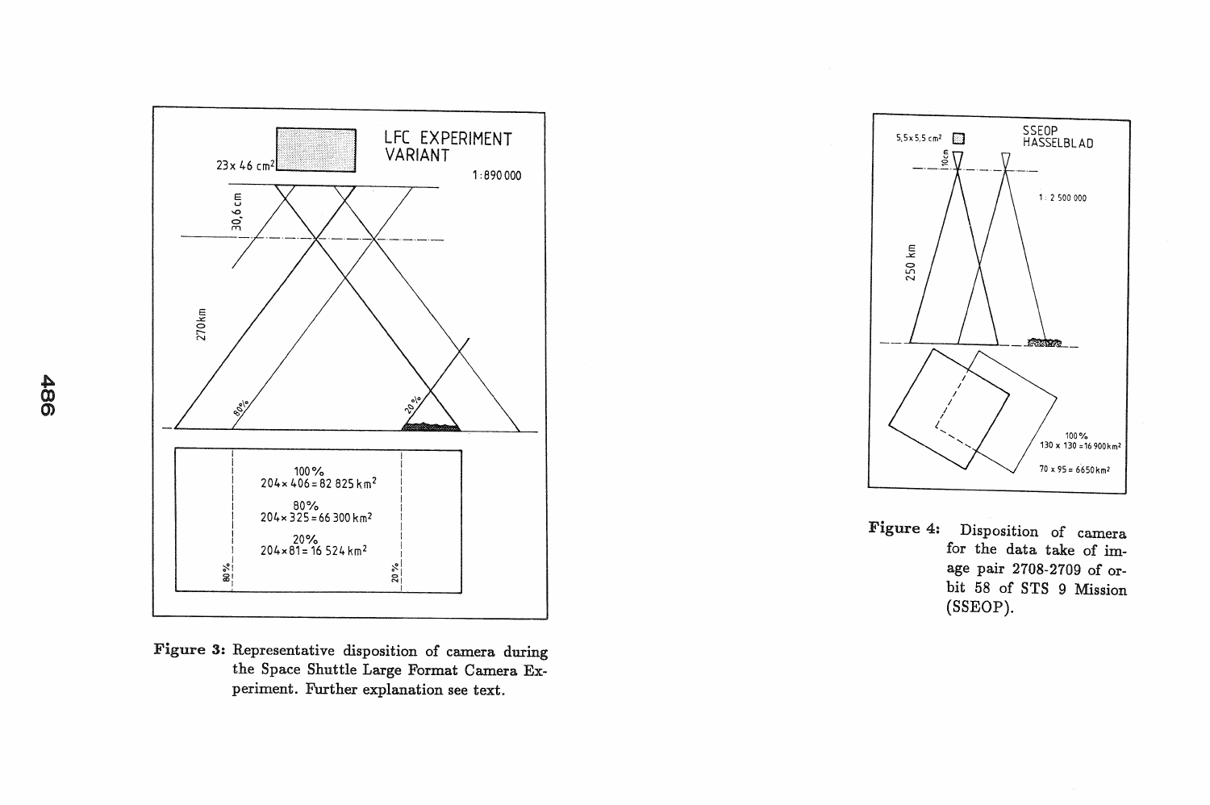**Figure 3:** Representative disposition of camera during the Space Shuttle Large Format Camera Experiment. Further explanation see text.

**Figure 4:** Disposition of camera for the data take of image pair 2708-2709 of orbit 58 of STS 9 Mission (SSEOP).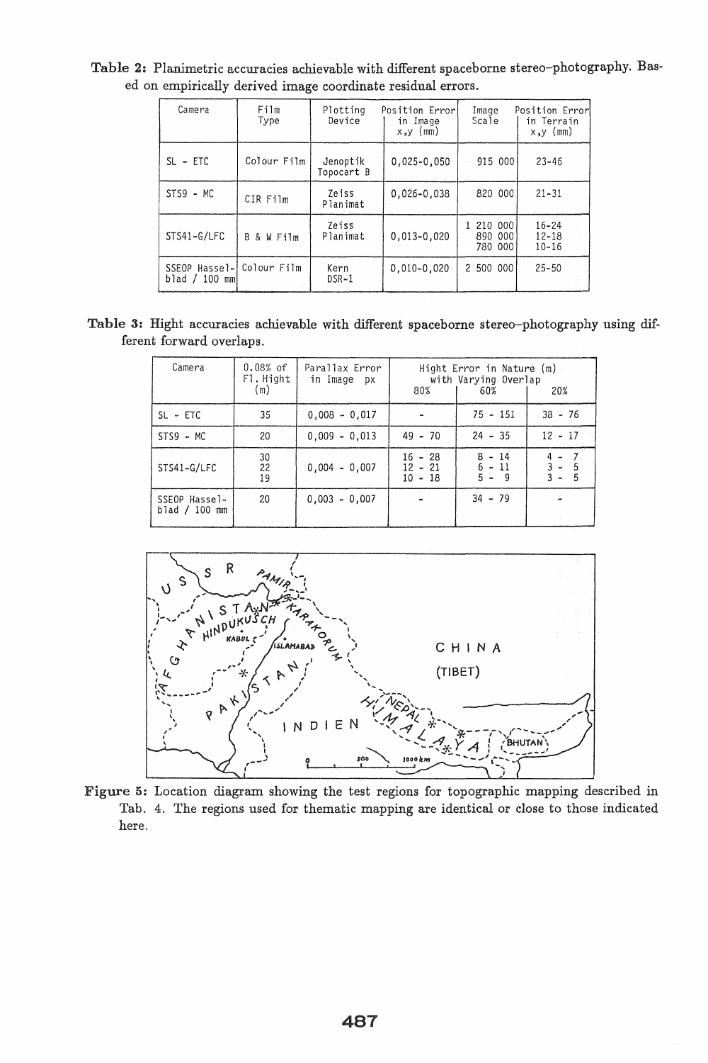**Table 2:** Planimetric accuracies achievable with different spaceborne stereo-photography. Based on empirically derived image coordinate residual errors.

| Camera | Film Type | Plotting Device | Position Error in Image x,y (mm) | Image Scale | Position Error in Terrain x,y (mm) |
|---|---|---|---|---|---|
| SL - ETC | Colour Film | Jenoptik Topocart B | 0,025-0,050 | 915 000 | 23-46 |
| STS9 - MC | CIR Film | Zeiss Planimat | 0,026-0,038 | 820 000 | 21-31 |
| STS41-G/LFC | B & W Film | Zeiss Planimat | 0,013-0,020 | 1 210 000<br>890 000<br>780 000 | 16-24<br>12-18<br>10-16 |
| SSEOP Hasselblad / 100 mm | Colour Film | Kern DSR-1 | 0,010-0,020 | 2 500 000 | 25-50 |

**Table 3:** Hight accuracies achievable with different spaceborne stereo-photography using different forward overlaps.

| Camera | 0.08% of Fl. Hight (m) | Parallax Error in Image px | Hight Error in Nature (m) with Varying Overlap 80% | 60% | 20% |
|---|---|---|---|---|---|
| SL - ETC | 35 | 0,008 - 0,017 | - | 75 - 151 | 38 - 76 |
| STS9 - MC | 20 | 0,009 - 0,013 | 49 - 70 | 24 - 35 | 12 - 17 |
| STS41-G/LFC | 30<br>22<br>19 | 0,004 - 0,007 | 16 - 28<br>12 - 21<br>10 - 18 | 8 - 14<br>6 - 11<br>5 - 9 | 4 - 7<br>3 - 5<br>3 - 5 |
| SSEOP Hasselblad / 100 mm | 20 | 0,003 - 0,007 | - | 34 - 79 | - |

**Figure 5:** Location diagram showing the test regions for topographic mapping described in Tab. 4. The regions used for thematic mapping are identical or close to those indicated here.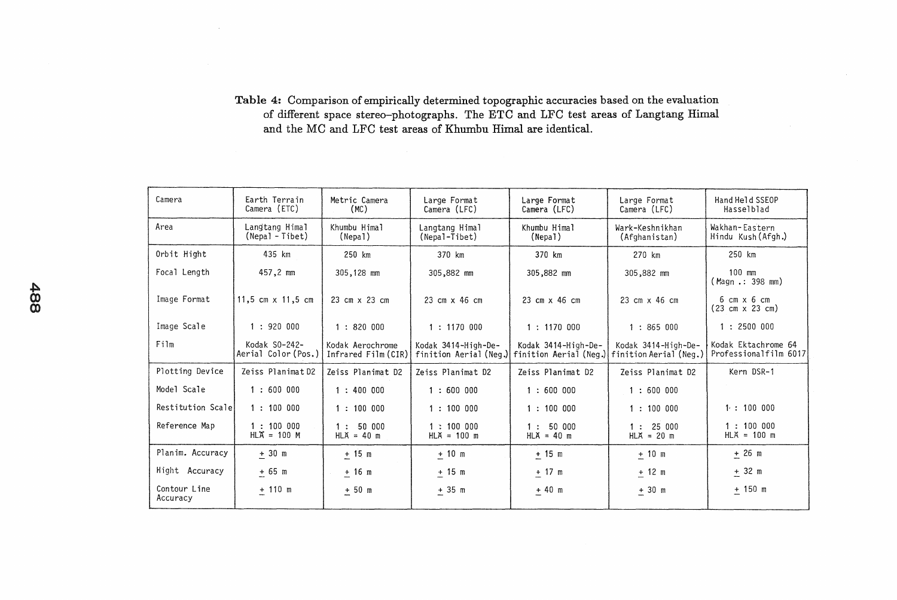**Table 4:** Comparison of empirically determined topographic accuracies based on the evaluation of different space stereo-photographs. The ETC and LFC test areas of Langtang Himal and the MC and LFC test areas of Khumbu Himal are identical.

| Camera | Earth Terrain Camera (ETC) | Metric Camera (MC) | Large Format Camera (LFC) | Large Format Camera (LFC) | Large Format Camera (LFC) | Hand Held SSEOP Hasselblad |
|---|---|---|---|---|---|---|
| Area | Langtang Himal (Nepal - Tibet) | Khumbu Himal (Nepal) | Langtang Himal (Nepal-Tibet) | Khumbu Himal (Nepal) | Wark-Keshnikhan (Afghanistan) | Wakhan-Eastern Hindu Kush (Afgh.) |
| Orbit Hight | 435 km | 250 km | 370 km | 370 km | 270 km | 250 km |
| Focal Length | 457,2 mm | 305,128 mm | 305,882 mm | 305,882 mm | 305,882 mm | 100 mm (Magn.: 398 mm) |
| Image Format | 11,5 cm x 11,5 cm | 23 cm x 23 cm | 23 cm x 46 cm | 23 cm x 46 cm | 23 cm x 46 cm | 6 cm x 6 cm (23 cm x 23 cm) |
| Image Scale | 1 : 920 000 | 1 : 820 000 | 1 : 1170 000 | 1 : 1170 000 | 1 : 865 000 | 1 : 2500 000 |
| Film | Kodak SO-242-Aerial Color (Pos.) | Kodak Aerochrome Infrared Film (CIR) | Kodak 3414-High-Definition Aerial (Neg.) | Kodak 3414-High-Definition Aerial (Neg.) | Kodak 3414-High-Definition Aerial (Neg.) | Kodak Ektachrome 64 Professionalfilm 6017 |
| Plotting Device | Zeiss Planimat D2 | Zeiss Planimat D2 | Zeiss Planimat D2 | Zeiss Planimat D2 | Zeiss Planimat D2 | Kern DSR-1 |
| Model Scale | 1 : 600 000 | 1 : 400 000 | 1 : 600 000 | 1 : 600 000 | 1 : 600 000 | |
| Restitution Scale | 1 : 100 000 | 1 : 100 000 | 1 : 100 000 | 1 : 100 000 | 1 : 100 000 | 1 : 100 000 |
| Reference Map | 1 : 100 000 HLA = 100 M | 1 : 50 000 HLA = 40 m | 1 : 100 000 HLA = 100 m | 1 : 50 000 HLA = 40 m | 1 : 25 000 HLA = 20 m | 1 : 100 000 HLA = 100 m |
| Planim. Accuracy | ± 30 m | ± 15 m | ± 10 m | ± 15 m | ± 10 m | ± 26 m |
| Hight Accuracy | ± 65 m | ± 16 m | ± 15 m | ± 17 m | ± 12 m | ± 32 m |
| Contour Line Accuracy | ± 110 m | ± 50 m | ± 35 m | ± 40 m | ± 30 m | ± 150 m |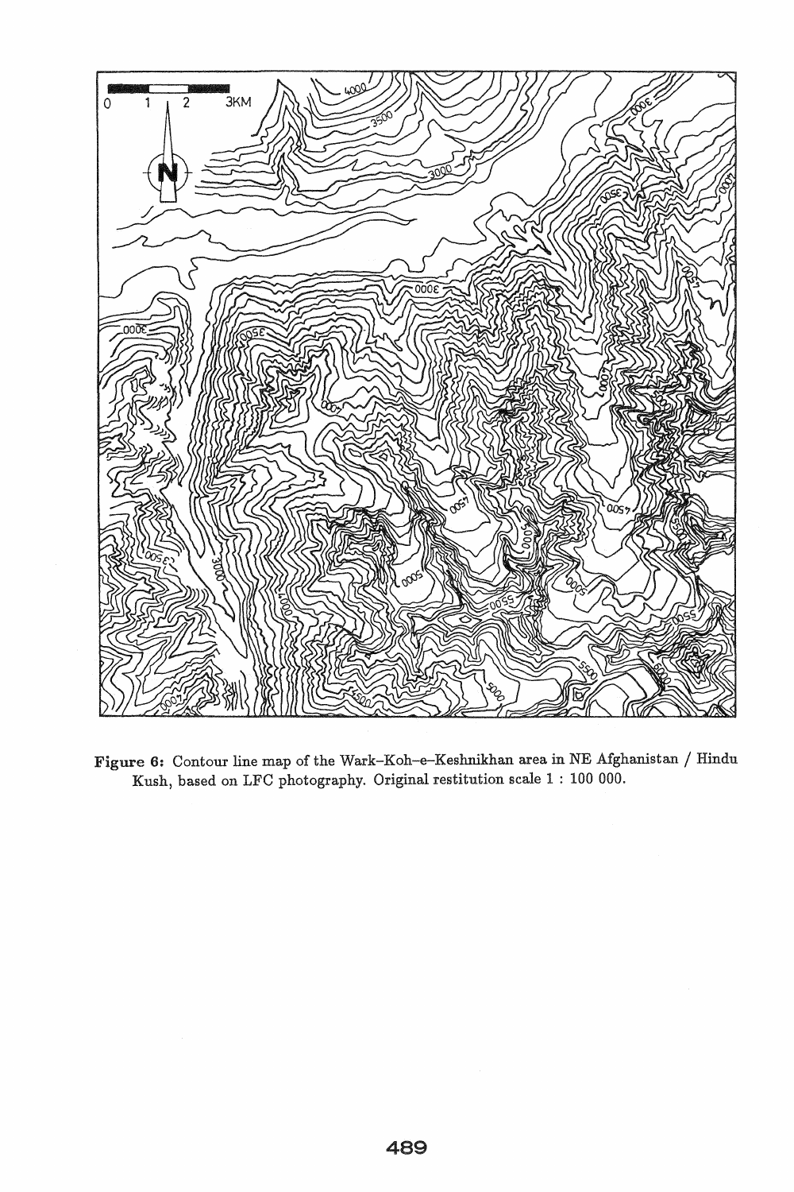**Figure 6:** Contour line map of the Wark–Koh–e–Keshnikhan area in NE Afghanistan / Hindu Kush, based on LFC photography. Original restitution scale 1 : 100 000.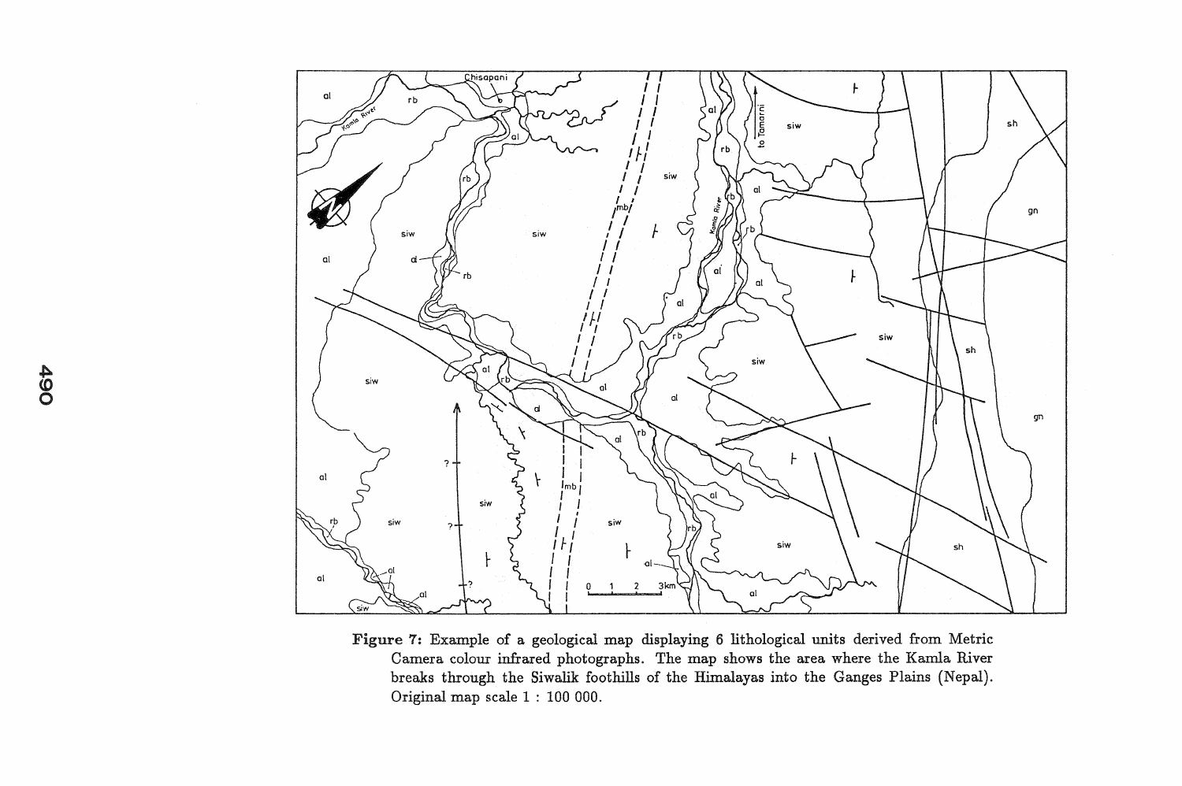**Figure 7:** Example of a geological map displaying 6 lithological units derived from Metric Camera colour infrared photographs. The map shows the area where the Kamla River breaks through the Siwalik foothills of the Himalayas into the Ganges Plains (Nepal). Original map scale 1 : 100 000.